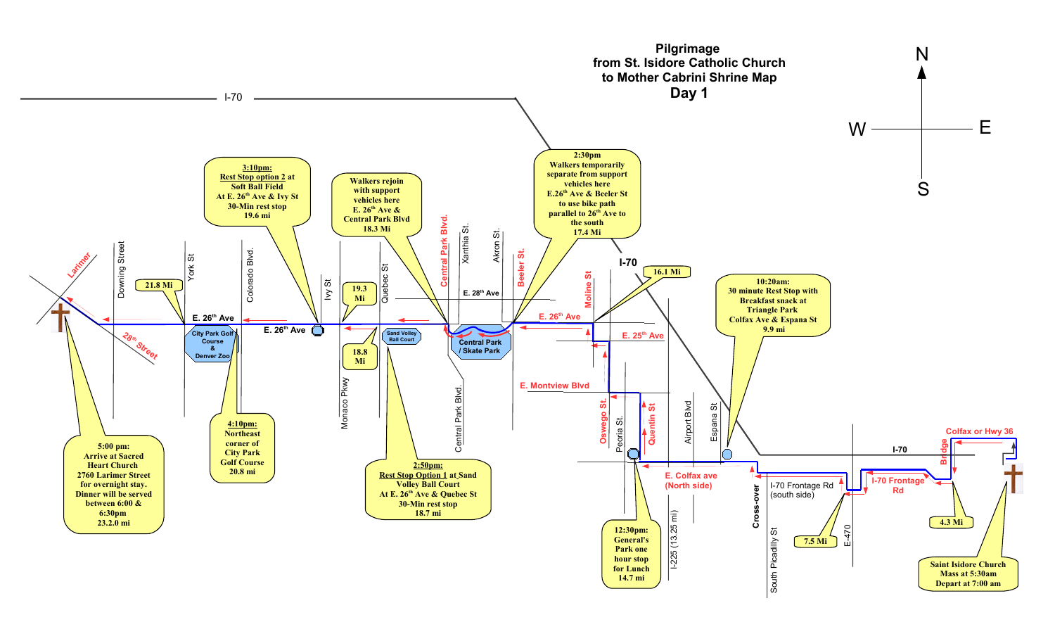# Pilgrimage from St. Isidore Catholic Church to Mother Cabrini Shrine Map

## Day 1

N / S / E / W

**Saint Isidore Church**
Mass at 5:30am
Depart at 7:00 am

4.3 Mi

7.5 Mi

**10:20am:**
30 minute Rest Stop with Breakfast snack at Triangle Park
Colfax Ave & Espana St
9.9 mi

**12:30pm:**
General's Park one hour stop for Lunch
14.7 mi

16.1 Mi

**2:30pm**
Walkers temporarily separate from support vehicles here
E.26th Ave & Beeler St
to use bike path parallel to 26th Ave to the south
17.4 Mi

Walkers rejoin with support vehicles here
E. 26th Ave & Central Park Blvd
18.3 Mi

**2:50pm:**
Rest Stop Option 1 at Sand Volley Ball Court
At E. 26th Ave & Quebec St
30-Min rest stop
18.7 mi

18.8 Mi

19.3 Mi

**3:10pm:**
Rest Stop option 2 at Soft Ball Field
At E. 26th Ave & Ivy St
30-Min rest stop
19.6 mi

**4:10pm:**
Northeast corner of City Park Golf Course
20.8 mi

21.8 Mi

**5:00 pm:**
Arrive at Sacred Heart Church
2760 Larimer Street
for overnight stay.
Dinner will be served between 6:00 & 6:30pm
23.2.0 mi

Map labels: I-70, Colfax or Hwy 36, Bridge, I-70 Frontage Rd, E-470, I-70 Frontage Rd (south side), Cross-over, South Picadilly St, E. Colfax ave (North side), Espana St, Airport Blvd, I-225 (13.25 mi), Quentin St, Peoria St., Oswego St., E. Montview Blvd, E. 25th Ave, E. 26th Ave, Moline St, Beeler St., Akron St., Xanthia St., Central Park Blvd., E. 28th Ave, Central Park / Skate Park, Sand Volley Ball Court, Quebec St, Monaco Pkwy, Ivy St, Colorado Blvd., York St, Downing Street, City Park Golf Course & Denver Zoo, 28th Street, Larimer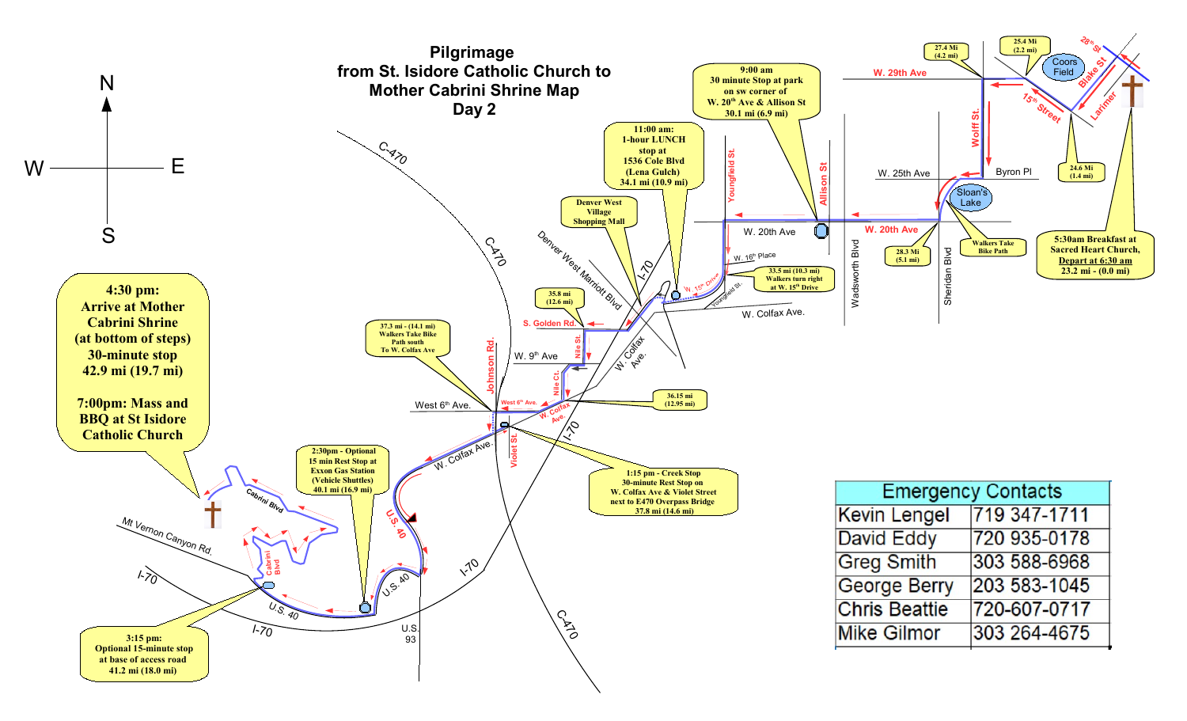# Pilgrimage from St. Isidore Catholic Church to Mother Cabrini Shrine Map Day 2

N

W E

S

5:30am Breakfast at Sacred Heart Church, Depart at 6:30 am 23.2 mi - (0.0 mi)

24.6 Mi (1.4 mi)

25.4 Mi (2.2 mi)

27.4 Mi (4.2 mi)

Walkers Take Bike Path

28.3 Mi (5.1 mi)

9:00 am 30 minute Stop at park on sw corner of W. 20th Ave & Allison St 30.1 mi (6.9 mi)

33.5 mi (10.3 mi) Walkers turn right at W. 15th Drive

11:00 am: 1-hour LUNCH stop at 1536 Cole Blvd (Lena Gulch) 34.1 mi (10.9 mi)

Denver West Village Shopping Mall

35.8 mi (12.6 mi)

36.15 mi (12.95 mi)

37.3 mi - (14.1 mi) Walkers Take Bike Path south To W. Colfax Ave

1:15 pm - Creek Stop 30-minute Rest Stop on W. Colfax Ave & Violet Street next to E470 Overpass Bridge 37.8 mi (14.6 mi)

2:30pm - Optional 15 min Rest Stop at Exxon Gas Station (Vehicle Shuttles) 40.1 mi (16.9 mi)

3:15 pm: Optional 15-minute stop at base of access road 41.2 mi (18.0 mi)

4:30 pm: Arrive at Mother Cabrini Shrine (at bottom of steps) 30-minute stop 42.9 mi (19.7 mi)

7:00pm: Mass and BBQ at St Isidore Catholic Church

Coors Field
28th St
Blake St
15th Street
Larimer
W. 29th Ave
Wolff St.
Byron Pl
W. 25th Ave
Sloan's Lake
W. 20th Ave
Sheridan Blvd
Wadsworth Blvd
Allison St
Youngfield St.
W. 16th Place
W. 15th Drive
Youngfield St.
W. Colfax Ave.
I-70
Denver West Marriott Blvd
S. Golden Rd.
W. 9th Ave
Nile St.
Nile Ct.
West 6th Ave.
West 6th Ave.
W. Colfax Ave.
Johnson Rd.
Violet St.
C-470
U.S. 40
U.S. 93
Cabrini Blvd
Mt Vernon Canyon Rd.

## Emergency Contacts

| | |
|---|---|
| Kevin Lengel | 719 347-1711 |
| David Eddy | 720 935-0178 |
| Greg Smith | 303 588-6968 |
| George Berry | 203 583-1045 |
| Chris Beattie | 720-607-0717 |
| Mike Gilmor | 303 264-4675 |